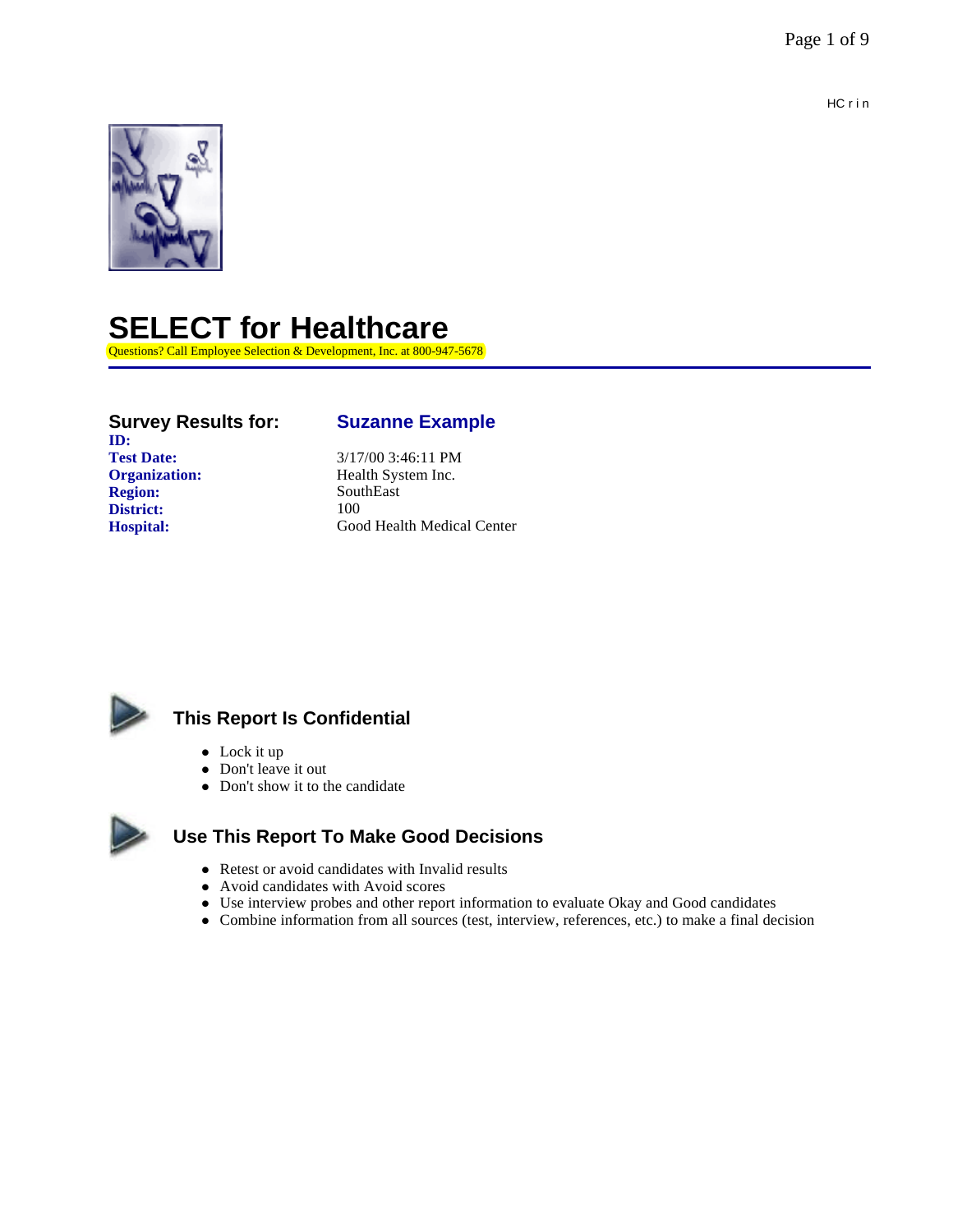HC r i n

# SELECT for Healthcare

Questions? Call Employee Selection & Development, Inc. at 800-947-5678

| **Survey Results for:** | **Suzanne Example** |
|---|---|
| **ID:** | |
| **Test Date:** | 3/17/00 3:46:11 PM |
| **Organization:** | Health System Inc. |
| **Region:** | SouthEast |
| **District:** | 100 |
| **Hospital:** | Good Health Medical Center |

## This Report Is Confidential

- Lock it up
- Don't leave it out
- Don't show it to the candidate

## Use This Report To Make Good Decisions

- Retest or avoid candidates with Invalid results
- Avoid candidates with Avoid scores
- Use interview probes and other report information to evaluate Okay and Good candidates
- Combine information from all sources (test, interview, references, etc.) to make a final decision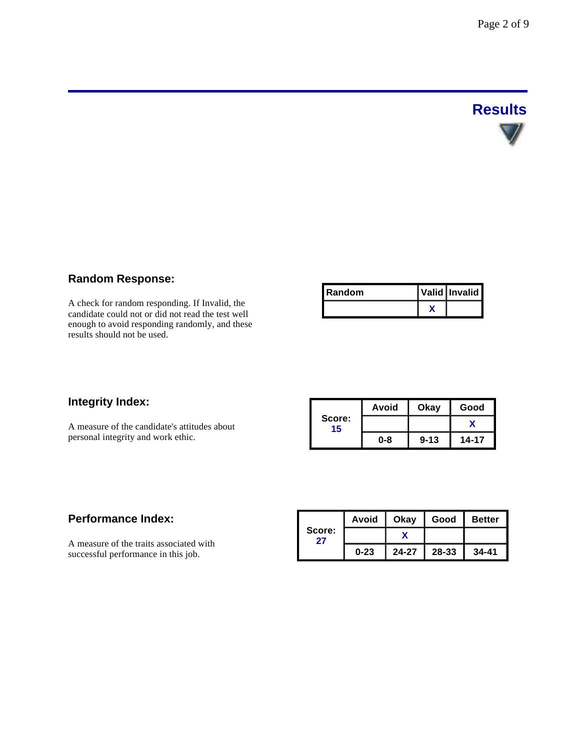## Results

### Random Response:

A check for random responding. If Invalid, the candidate could not or did not read the test well enough to avoid responding randomly, and these results should not be used.

| Random | Valid | Invalid |
|---|---|---|
| | X | |

### Integrity Index:

A measure of the candidate's attitudes about personal integrity and work ethic.

| Score: 15 | Avoid | Okay | Good |
|---|---|---|---|
| | | | X |
| | 0-8 | 9-13 | 14-17 |

### Performance Index:

A measure of the traits associated with successful performance in this job.

| Score: 27 | Avoid | Okay | Good | Better |
|---|---|---|---|---|
| | | X | | |
| | 0-23 | 24-27 | 28-33 | 34-41 |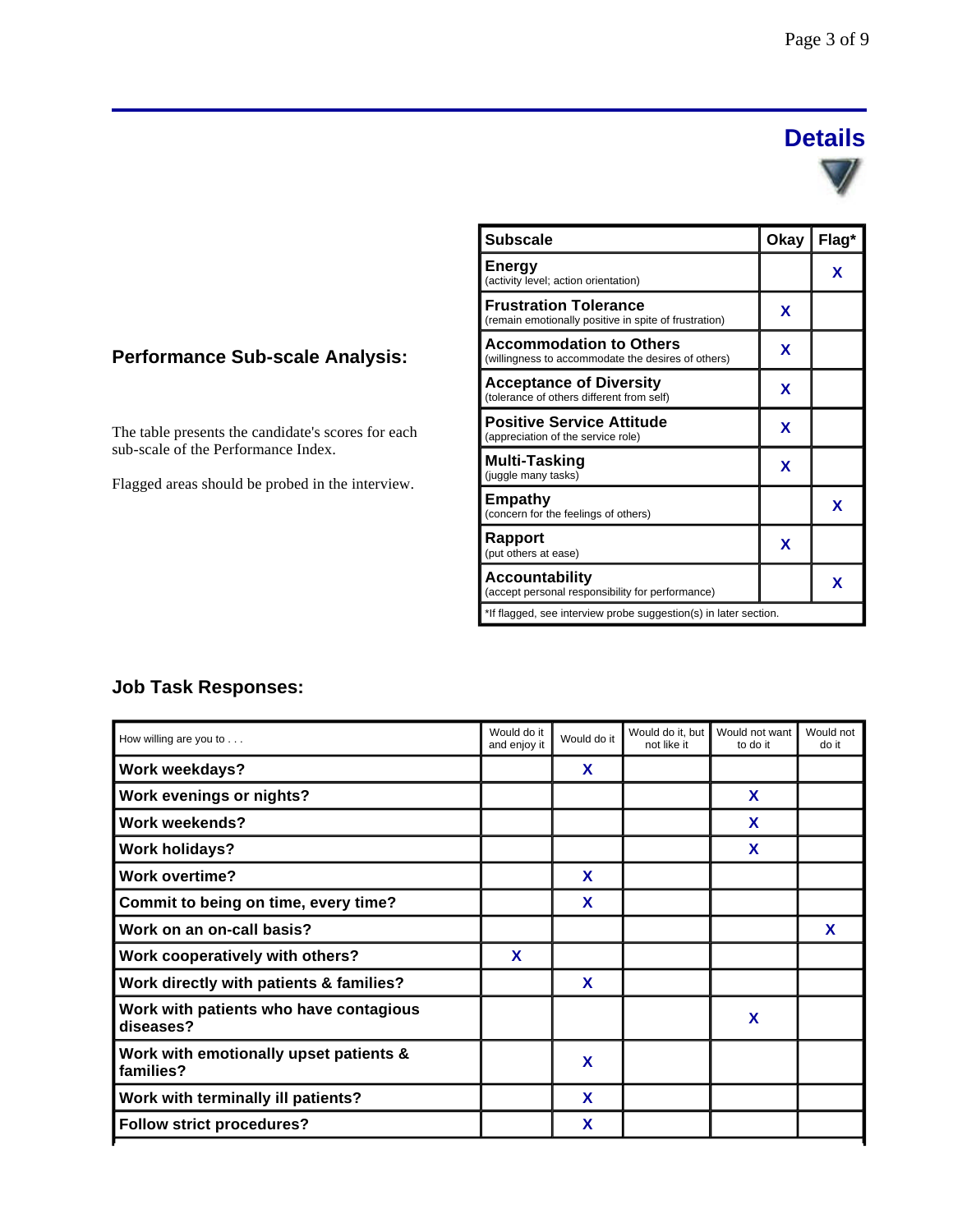## Details

### Performance Sub-scale Analysis:

The table presents the candidate's scores for each sub-scale of the Performance Index.

Flagged areas should be probed in the interview.

| Subscale | Okay | Flag* |
|---|---|---|
| **Energy** (activity level; action orientation) | | X |
| **Frustration Tolerance** (remain emotionally positive in spite of frustration) | X | |
| **Accommodation to Others** (willingness to accommodate the desires of others) | X | |
| **Acceptance of Diversity** (tolerance of others different from self) | X | |
| **Positive Service Attitude** (appreciation of the service role) | X | |
| **Multi-Tasking** (juggle many tasks) | X | |
| **Empathy** (concern for the feelings of others) | | X |
| **Rapport** (put others at ease) | X | |
| **Accountability** (accept personal responsibility for performance) | | X |

*If flagged, see interview probe suggestion(s) in later section.

### Job Task Responses:

| How willing are you to . . . | Would do it and enjoy it | Would do it | Would do it, but not like it | Would not want to do it | Would not do it |
|---|---|---|---|---|---|
| **Work weekdays?** | | X | | | |
| **Work evenings or nights?** | | | | X | |
| **Work weekends?** | | | | X | |
| **Work holidays?** | | | | X | |
| **Work overtime?** | | X | | | |
| **Commit to being on time, every time?** | | X | | | |
| **Work on an on-call basis?** | | | | | X |
| **Work cooperatively with others?** | X | | | | |
| **Work directly with patients & families?** | | X | | | |
| **Work with patients who have contagious diseases?** | | | | X | |
| **Work with emotionally upset patients & families?** | | X | | | |
| **Work with terminally ill patients?** | | X | | | |
| **Follow strict procedures?** | | X | | | |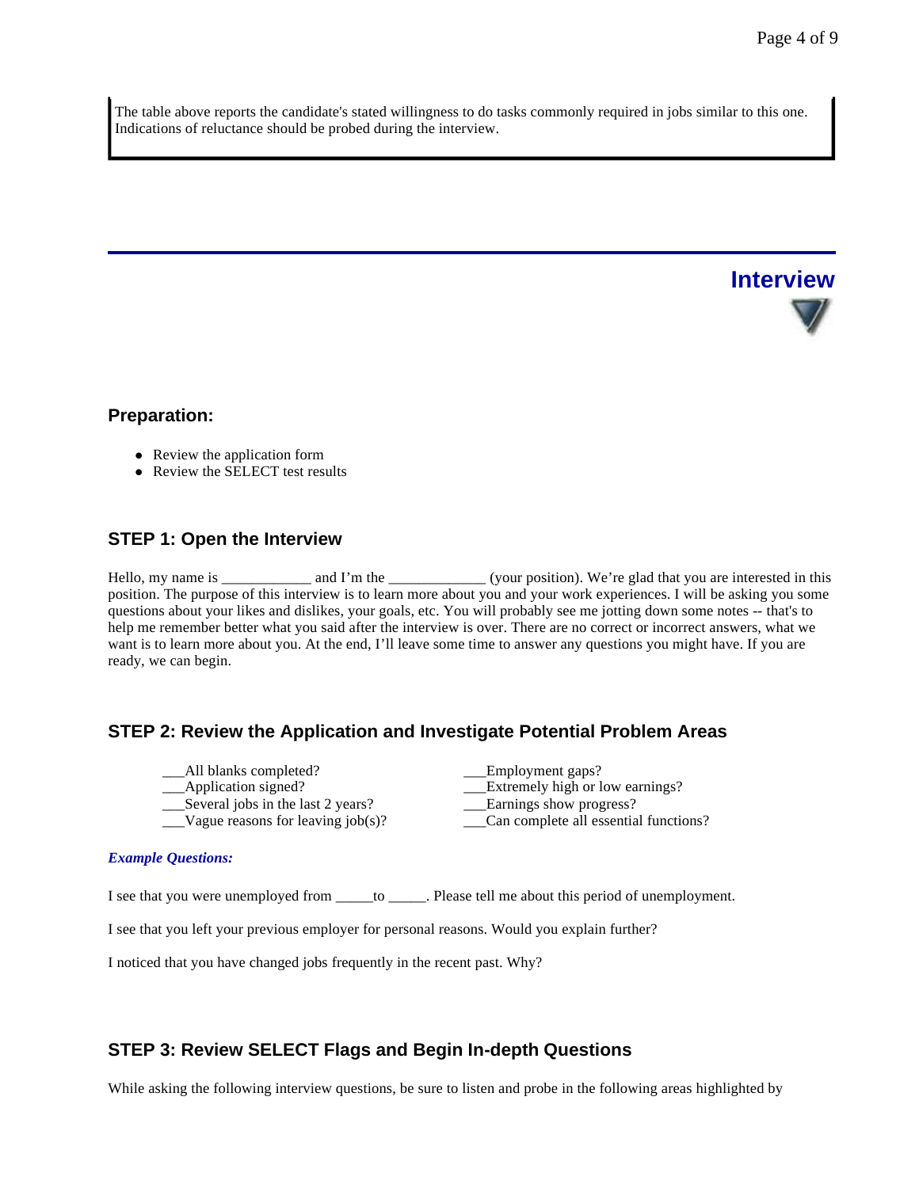The table above reports the candidate's stated willingness to do tasks commonly required in jobs similar to this one. Indications of reluctance should be probed during the interview.

# Interview

## Preparation:

- Review the application form
- Review the SELECT test results

## STEP 1: Open the Interview

Hello, my name is ____________ and I'm the _____________ (your position). We're glad that you are interested in this position. The purpose of this interview is to learn more about you and your work experiences. I will be asking you some questions about your likes and dislikes, your goals, etc. You will probably see me jotting down some notes -- that's to help me remember better what you said after the interview is over. There are no correct or incorrect answers, what we want is to learn more about you. At the end, I'll leave some time to answer any questions you might have. If you are ready, we can begin.

## STEP 2: Review the Application and Investigate Potential Problem Areas

___All blanks completed?
___Application signed?
___Several jobs in the last 2 years?
___Vague reasons for leaving job(s)?
___Employment gaps?
___Extremely high or low earnings?
___Earnings show progress?
___Can complete all essential functions?

***Example Questions:***

I see that you were unemployed from _____to _____. Please tell me about this period of unemployment.

I see that you left your previous employer for personal reasons. Would you explain further?

I noticed that you have changed jobs frequently in the recent past. Why?

## STEP 3: Review SELECT Flags and Begin In-depth Questions

While asking the following interview questions, be sure to listen and probe in the following areas highlighted by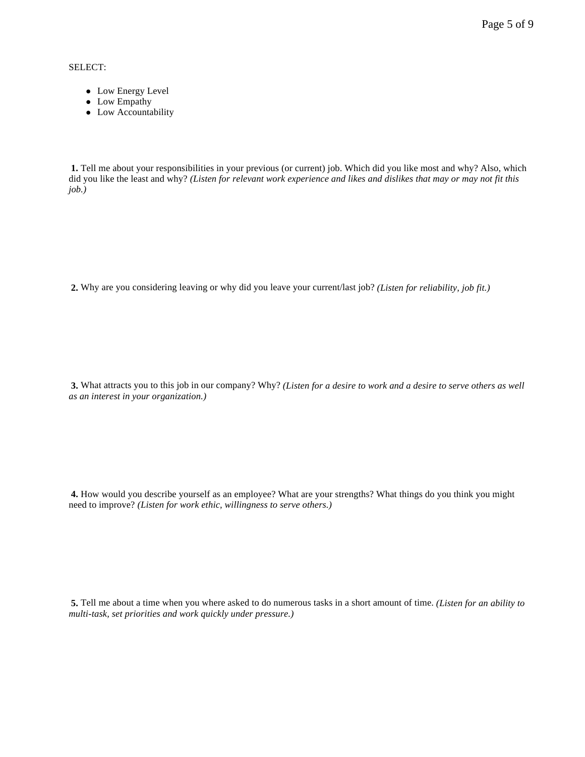SELECT:

- Low Energy Level
- Low Empathy
- Low Accountability

**1.** Tell me about your responsibilities in your previous (or current) job. Which did you like most and why? Also, which did you like the least and why? *(Listen for relevant work experience and likes and dislikes that may or may not fit this job.)*

**2.** Why are you considering leaving or why did you leave your current/last job? *(Listen for reliability, job fit.)*

**3.** What attracts you to this job in our company? Why? *(Listen for a desire to work and a desire to serve others as well as an interest in your organization.)*

**4.** How would you describe yourself as an employee? What are your strengths? What things do you think you might need to improve? *(Listen for work ethic, willingness to serve others.)*

**5.** Tell me about a time when you where asked to do numerous tasks in a short amount of time. *(Listen for an ability to multi-task, set priorities and work quickly under pressure.)*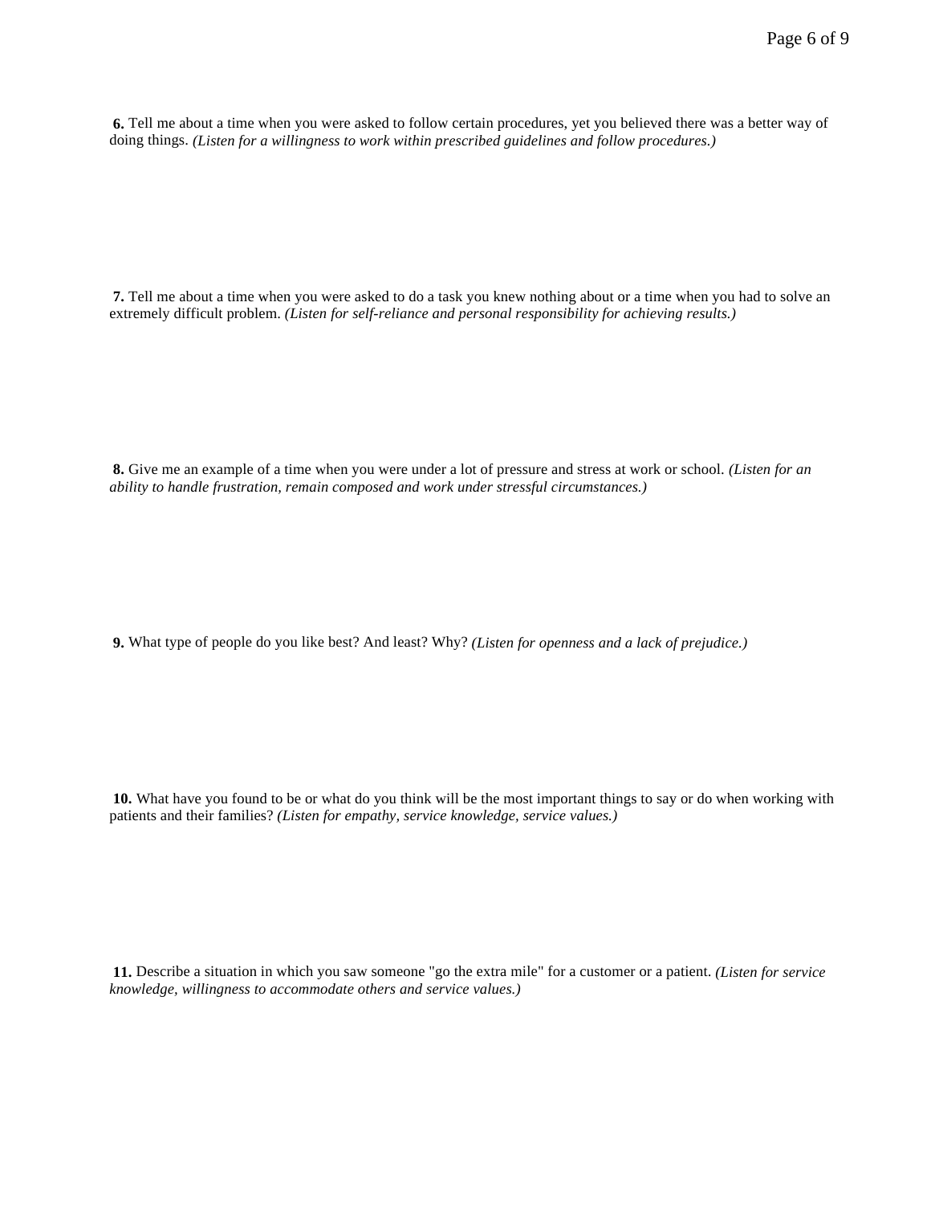**6.** Tell me about a time when you were asked to follow certain procedures, yet you believed there was a better way of doing things. *(Listen for a willingness to work within prescribed guidelines and follow procedures.)*

**7.** Tell me about a time when you were asked to do a task you knew nothing about or a time when you had to solve an extremely difficult problem. *(Listen for self-reliance and personal responsibility for achieving results.)*

**8.** Give me an example of a time when you were under a lot of pressure and stress at work or school. *(Listen for an ability to handle frustration, remain composed and work under stressful circumstances.)*

**9.** What type of people do you like best? And least? Why? *(Listen for openness and a lack of prejudice.)*

**10.** What have you found to be or what do you think will be the most important things to say or do when working with patients and their families? *(Listen for empathy, service knowledge, service values.)*

**11.** Describe a situation in which you saw someone "go the extra mile" for a customer or a patient. *(Listen for service knowledge, willingness to accommodate others and service values.)*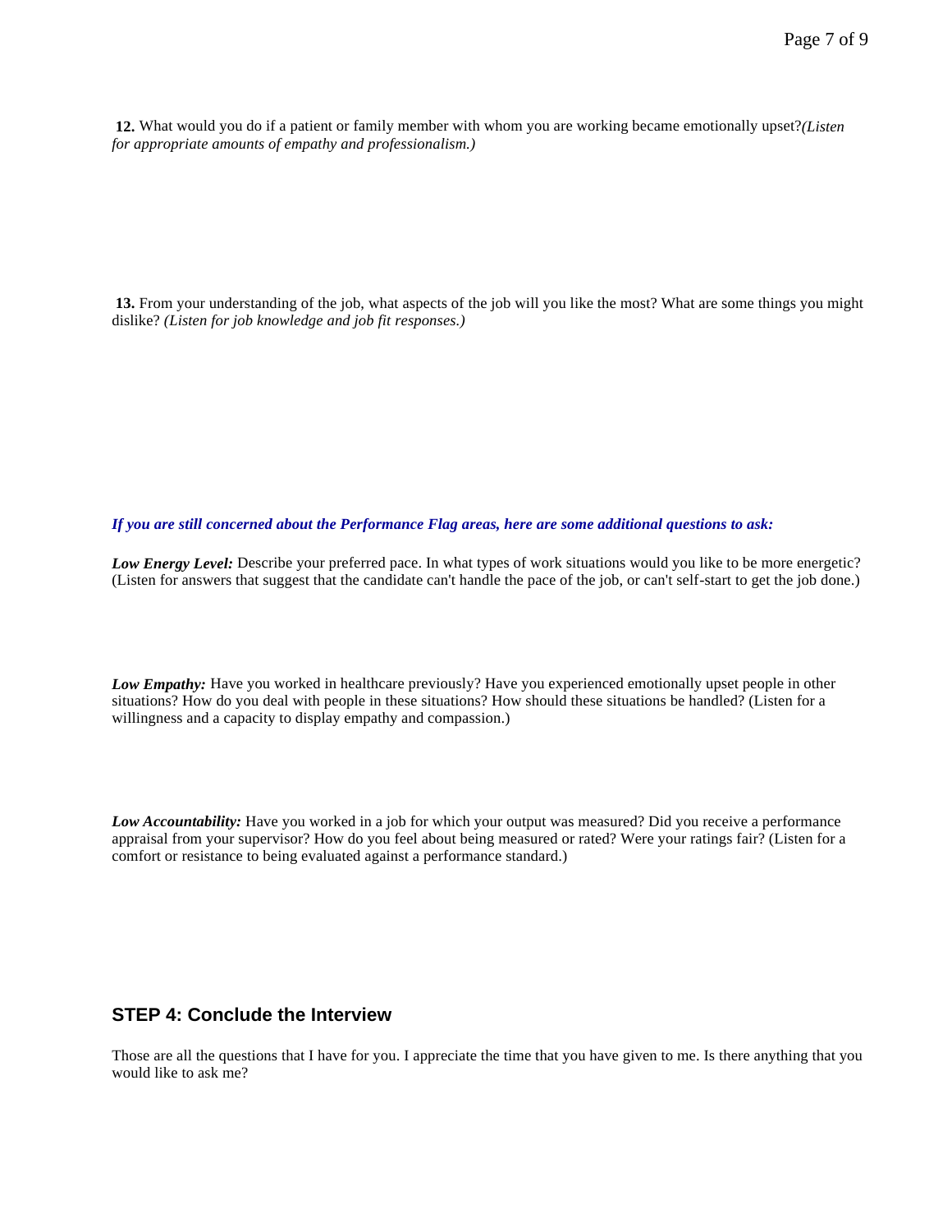**12.** What would you do if a patient or family member with whom you are working became emotionally upset? *(Listen for appropriate amounts of empathy and professionalism.)*

**13.** From your understanding of the job, what aspects of the job will you like the most? What are some things you might dislike? *(Listen for job knowledge and job fit responses.)*

***If you are still concerned about the Performance Flag areas, here are some additional questions to ask:***

***Low Energy Level:*** Describe your preferred pace. In what types of work situations would you like to be more energetic? (Listen for answers that suggest that the candidate can't handle the pace of the job, or can't self-start to get the job done.)

***Low Empathy:*** Have you worked in healthcare previously? Have you experienced emotionally upset people in other situations? How do you deal with people in these situations? How should these situations be handled? (Listen for a willingness and a capacity to display empathy and compassion.)

***Low Accountability:*** Have you worked in a job for which your output was measured? Did you receive a performance appraisal from your supervisor? How do you feel about being measured or rated? Were your ratings fair? (Listen for a comfort or resistance to being evaluated against a performance standard.)

## STEP 4: Conclude the Interview

Those are all the questions that I have for you. I appreciate the time that you have given to me. Is there anything that you would like to ask me?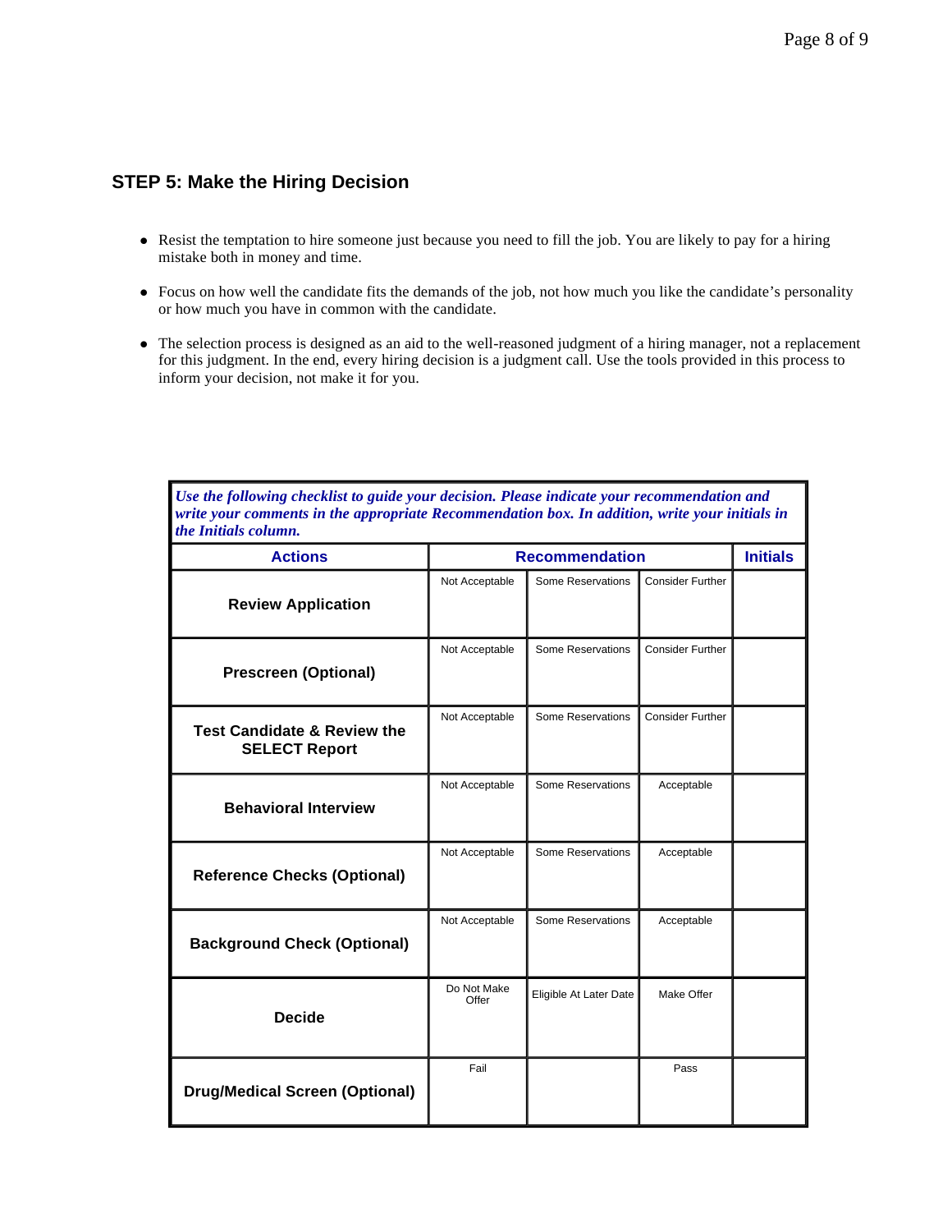## STEP 5: Make the Hiring Decision

- Resist the temptation to hire someone just because you need to fill the job. You are likely to pay for a hiring mistake both in money and time.
- Focus on how well the candidate fits the demands of the job, not how much you like the candidate's personality or how much you have in common with the candidate.
- The selection process is designed as an aid to the well-reasoned judgment of a hiring manager, not a replacement for this judgment. In the end, every hiring decision is a judgment call. Use the tools provided in this process to inform your decision, not make it for you.

***Use the following checklist to guide your decision. Please indicate your recommendation and write your comments in the appropriate Recommendation box. In addition, write your initials in the Initials column.***

| Actions | Recommendation | | | Initials |
|---|---|---|---|---|
| **Review Application** | Not Acceptable | Some Reservations | Consider Further | |
| **Prescreen (Optional)** | Not Acceptable | Some Reservations | Consider Further | |
| **Test Candidate & Review the SELECT Report** | Not Acceptable | Some Reservations | Consider Further | |
| **Behavioral Interview** | Not Acceptable | Some Reservations | Acceptable | |
| **Reference Checks (Optional)** | Not Acceptable | Some Reservations | Acceptable | |
| **Background Check (Optional)** | Not Acceptable | Some Reservations | Acceptable | |
| **Decide** | Do Not Make Offer | Eligible At Later Date | Make Offer | |
| **Drug/Medical Screen (Optional)** | Fail | | Pass | |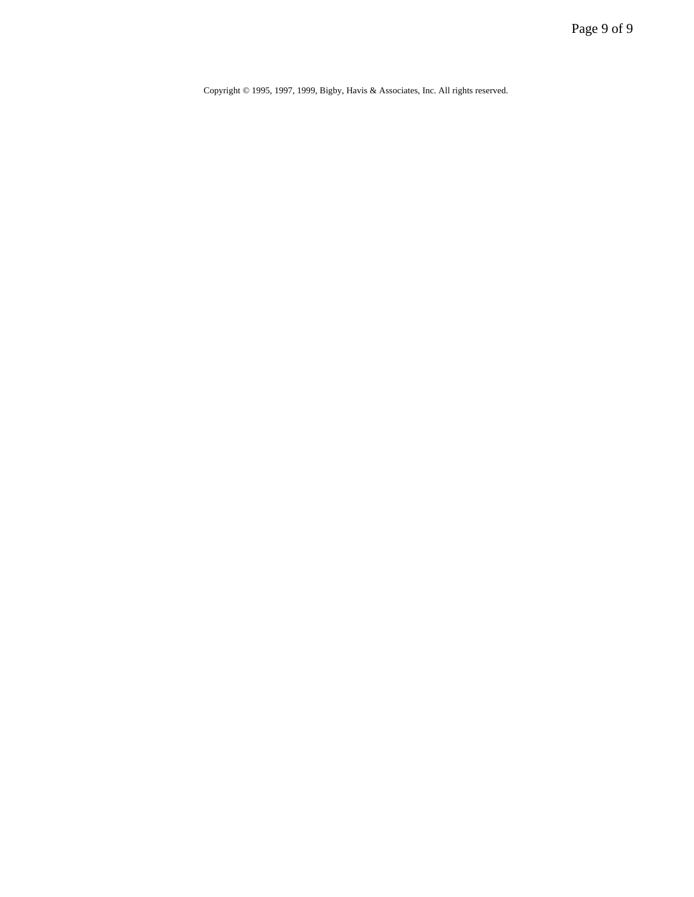Copyright © 1995, 1997, 1999, Bigby, Havis & Associates, Inc. All rights reserved.